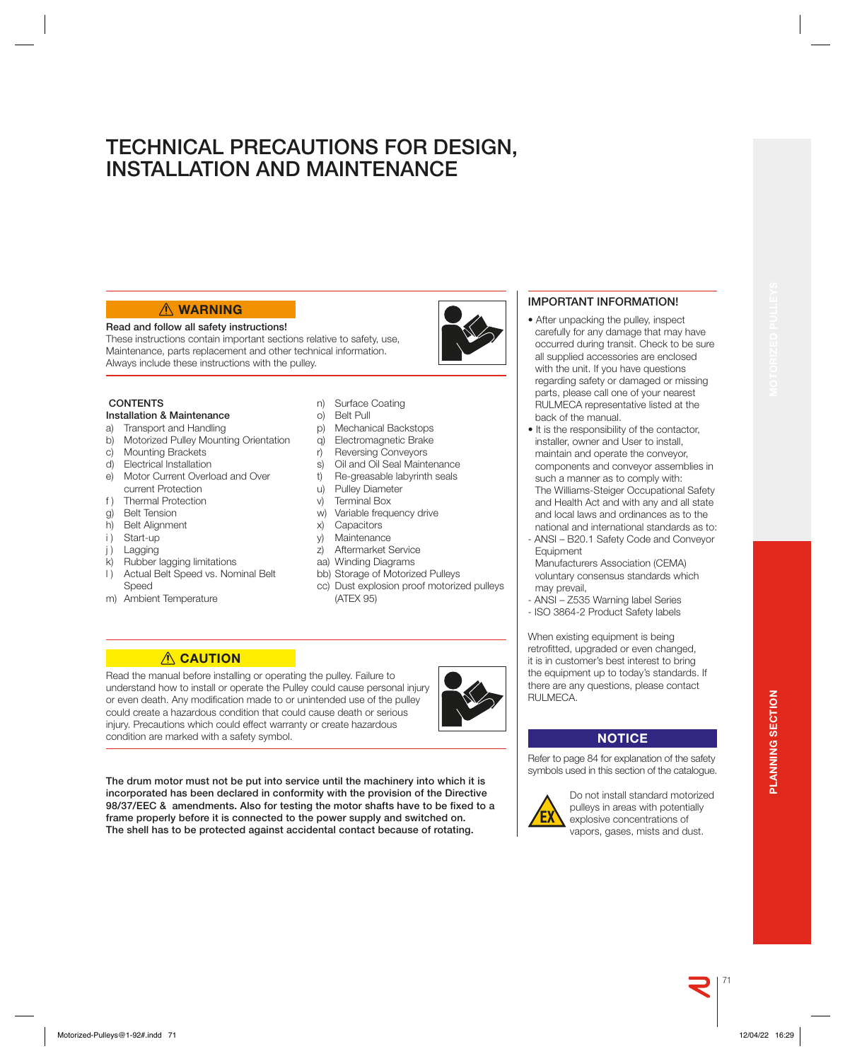# TECHNICAL PRECAUTIONS FOR DESIGN, INSTALLATION AND MAINTENANCE

**⚠ WARNING**

**Read and follow all safety instructions!**
These instructions contain important sections relative to safety, use, Maintenance, parts replacement and other technical information. Always include these instructions with the pulley.

**CONTENTS**

**Installation & Maintenance**

a) Transport and Handling
b) Motorized Pulley Mounting Orientation
c) Mounting Brackets
d) Electrical Installation
e) Motor Current Overload and Over current Protection
f) Thermal Protection
g) Belt Tension
h) Belt Alignment
i) Start-up
j) Lagging
k) Rubber lagging limitations
l) Actual Belt Speed vs. Nominal Belt Speed
m) Ambient Temperature
n) Surface Coating
o) Belt Pull
p) Mechanical Backstops
q) Electromagnetic Brake
r) Reversing Conveyors
s) Oil and Oil Seal Maintenance
t) Re-greasable labyrinth seals
u) Pulley Diameter
v) Terminal Box
w) Variable frequency drive
x) Capacitors
y) Maintenance
z) Aftermarket Service
aa) Winding Diagrams
bb) Storage of Motorized Pulleys
cc) Dust explosion proof motorized pulleys (ATEX 95)

**⚠ CAUTION**

Read the manual before installing or operating the pulley. Failure to understand how to install or operate the Pulley could cause personal injury or even death. Any modification made to or unintended use of the pulley could create a hazardous condition that could cause death or serious injury. Precautions which could effect warranty or create hazardous condition are marked with a safety symbol.

**The drum motor must not be put into service until the machinery into which it is incorporated has been declared in conformity with the provision of the Directive 98/37/EEC & amendments. Also for testing the motor shafts have to be fixed to a frame properly before it is connected to the power supply and switched on. The shell has to be protected against accidental contact because of rotating.**

## IMPORTANT INFORMATION!

- After unpacking the pulley, inspect carefully for any damage that may have occurred during transit. Check to be sure all supplied accessories are enclosed with the unit. If you have questions regarding safety or damaged or missing parts, please call one of your nearest RULMECA representative listed at the back of the manual.
- It is the responsibility of the contactor, installer, owner and User to install, maintain and operate the conveyor, components and conveyor assemblies in such a manner as to comply with: The Williams-Steiger Occupational Safety and Health Act and with any and all state and local laws and ordinances as to the national and international standards as to:
- ANSI – B20.1 Safety Code and Conveyor Equipment Manufacturers Association (CEMA) voluntary consensus standards which may prevail,
- ANSI – Z535 Warning label Series
- ISO 3864-2 Product Safety labels

When existing equipment is being retrofitted, upgraded or even changed, it is in customer's best interest to bring the equipment up to today's standards. If there are any questions, please contact RULMECA.

**NOTICE**

Refer to page 84 for explanation of the safety symbols used in this section of the catalogue.

Do not install standard motorized pulleys in areas with potentially explosive concentrations of vapors, gases, mists and dust.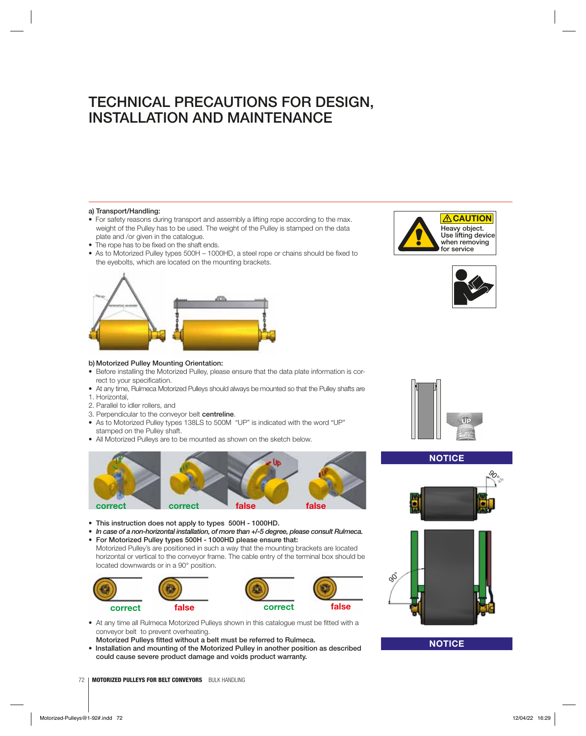# TECHNICAL PRECAUTIONS FOR DESIGN, INSTALLATION AND MAINTENANCE

**a) Transport/Handling:**

- For safety reasons during transport and assembly a lifting rope according to the max. weight of the Pulley has to be used. The weight of the Pulley is stamped on the data plate and /or given in the catalogue.
- The rope has to be fixed on the shaft ends.
- As to Motorized Pulley types 500H – 1000HD, a steel rope or chains should be fixed to the eyebolts, which are located on the mounting brackets.

⚠ CAUTION
Heavy object.
Use lifting device when removing for service

**b) Motorized Pulley Mounting Orientation:**

- Before installing the Motorized Pulley, please ensure that the data plate information is correct to your specification.
- At any time, Rulmeca Motorized Pulleys should always be mounted so that the Pulley shafts are
  1. Horizontal,
  2. Parallel to idler rollers, and
  3. Perpendicular to the conveyor belt **centreline**.
- As to Motorized Pulley types 138LS to 500M "UP" is indicated with the word "UP" stamped on the Pulley shaft.
- All Motorized Pulleys are to be mounted as shown on the sketch below.

correct | correct | false | false

- **This instruction does not apply to types 500H - 1000HD.**
- ***In case of a non-horizontal installation, of more than +/-5 degree, please consult Rulmeca.***
- **For Motorized Pulley types 500H - 1000HD please ensure that:**
  Motorized Pulley's are positioned in such a way that the mounting brackets are located horizontal or vertical to the conveyor frame. The cable entry of the terminal box should be located downwards or in a 90° position.

correct | false | correct | false

- At any time all Rulmeca Motorized Pulleys shown in this catalogue must be fitted with a conveyor belt to prevent overheating.
  **Motorized Pulleys fitted without a belt must be referred to Rulmeca.**
- **Installation and mounting of the Motorized Pulley in another position as described could cause severe product damage and voids product warranty.**

NOTICE

NOTICE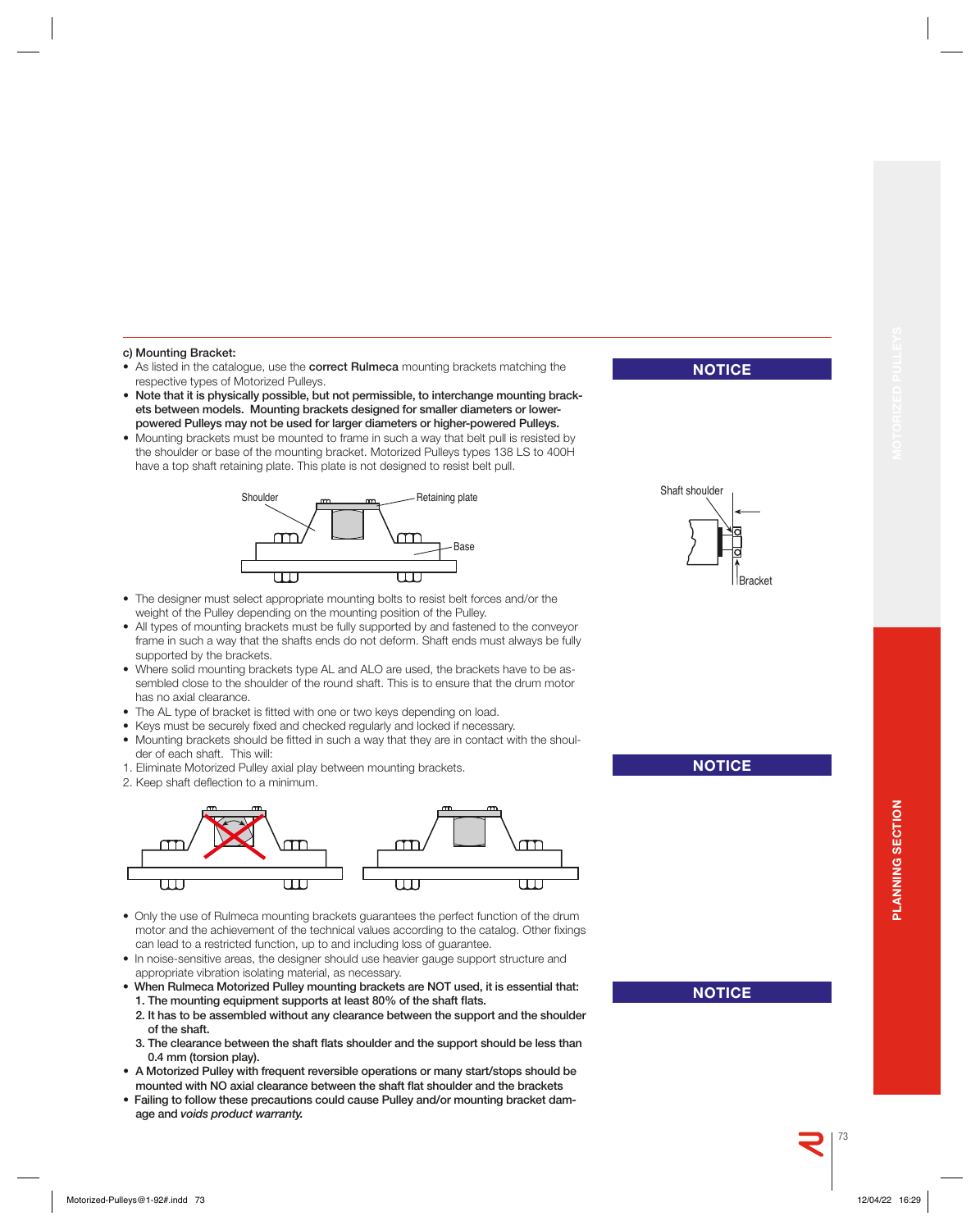### c) Mounting Bracket:

- As listed in the catalogue, use the **correct Rulmeca** mounting brackets matching the respective types of Motorized Pulleys.
- **Note that it is physically possible, but not permissible, to interchange mounting brackets between models. Mounting brackets designed for smaller diameters or lower-powered Pulleys may not be used for larger diameters or higher-powered Pulleys.**
- Mounting brackets must be mounted to frame in such a way that belt pull is resisted by the shoulder or base of the mounting bracket. Motorized Pulleys types 138 LS to 400H have a top shaft retaining plate. This plate is not designed to resist belt pull.

**NOTICE**

Shoulder — Retaining plate — Base

Shaft shoulder — Bracket

- The designer must select appropriate mounting bolts to resist belt forces and/or the weight of the Pulley depending on the mounting position of the Pulley.
- All types of mounting brackets must be fully supported by and fastened to the conveyor frame in such a way that the shafts ends do not deform. Shaft ends must always be fully supported by the brackets.
- Where solid mounting brackets type AL and ALO are used, the brackets have to be assembled close to the shoulder of the round shaft. This is to ensure that the drum motor has no axial clearance.
- The AL type of bracket is fitted with one or two keys depending on load.
- Keys must be securely fixed and checked regularly and locked if necessary.
- Mounting brackets should be fitted in such a way that they are in contact with the shoulder of each shaft. This will:

1. Eliminate Motorized Pulley axial play between mounting brackets.
2. Keep shaft deflection to a minimum.

**NOTICE**

- Only the use of Rulmeca mounting brackets guarantees the perfect function of the drum motor and the achievement of the technical values according to the catalog. Other fixings can lead to a restricted function, up to and including loss of guarantee.
- In noise-sensitive areas, the designer should use heavier gauge support structure and appropriate vibration isolating material, as necessary.
- **When Rulmeca Motorized Pulley mounting brackets are NOT used, it is essential that:**
  **1. The mounting equipment supports at least 80% of the shaft flats.**
  **2. It has to be assembled without any clearance between the support and the shoulder of the shaft.**
  **3. The clearance between the shaft flats shoulder and the support should be less than 0.4 mm (torsion play).**
- **A Motorized Pulley with frequent reversible operations or many start/stops should be mounted with NO axial clearance between the shaft flat shoulder and the brackets**
- **Failing to follow these precautions could cause Pulley and/or mounting bracket damage and *voids product warranty.***

**NOTICE**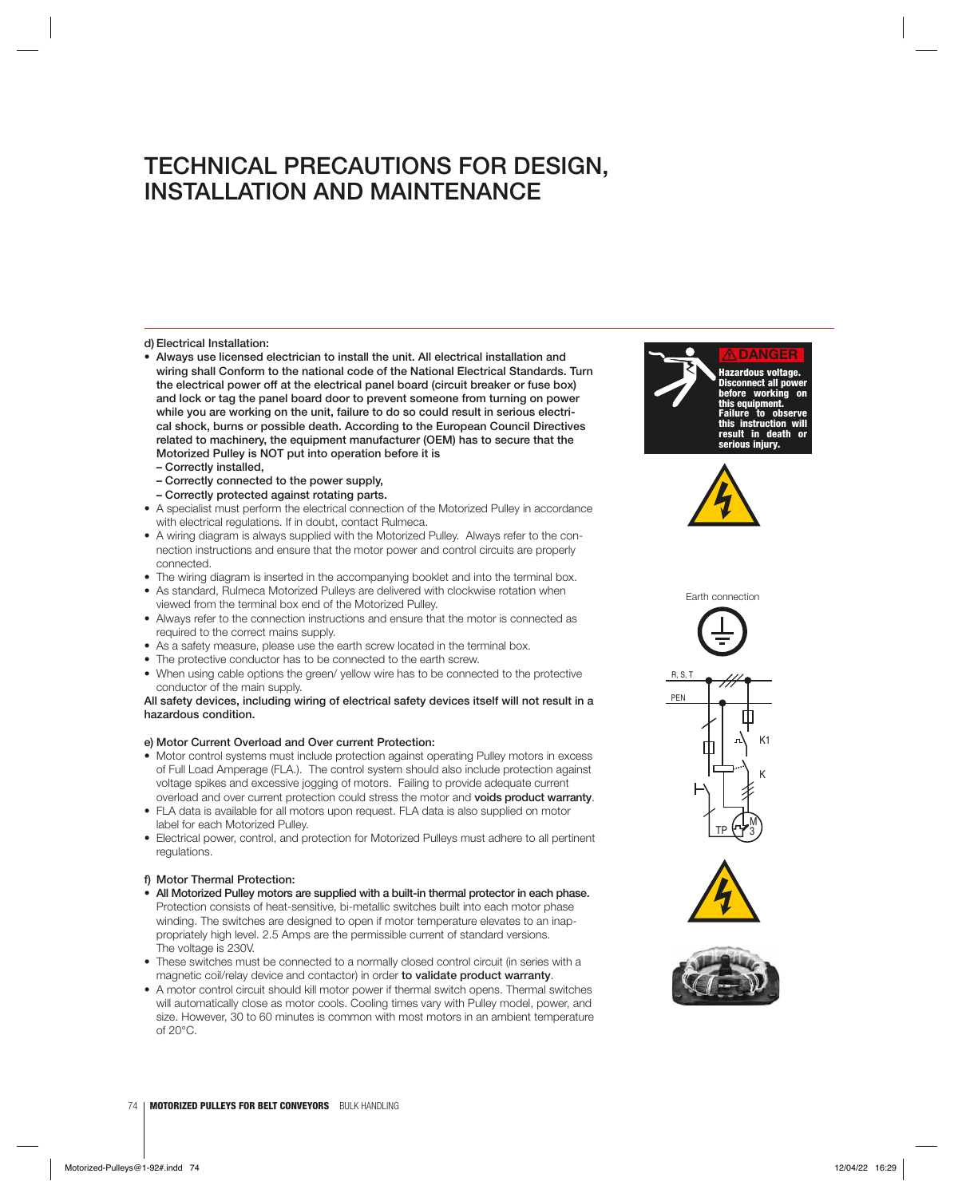# TECHNICAL PRECAUTIONS FOR DESIGN, INSTALLATION AND MAINTENANCE

**d) Electrical Installation:**

- **Always use licensed electrician to install the unit. All electrical installation and wiring shall Conform to the national code of the National Electrical Standards. Turn the electrical power off at the electrical panel board (circuit breaker or fuse box) and lock or tag the panel board door to prevent someone from turning on power while you are working on the unit, failure to do so could result in serious electrical shock, burns or possible death. According to the European Council Directives related to machinery, the equipment manufacturer (OEM) has to secure that the Motorized Pulley is NOT put into operation before it is**
  - **– Correctly installed,**
  - **– Correctly connected to the power supply,**
  - **– Correctly protected against rotating parts.**
- A specialist must perform the electrical connection of the Motorized Pulley in accordance with electrical regulations. If in doubt, contact Rulmeca.
- A wiring diagram is always supplied with the Motorized Pulley. Always refer to the connection instructions and ensure that the motor power and control circuits are properly connected.
- The wiring diagram is inserted in the accompanying booklet and into the terminal box.
- As standard, Rulmeca Motorized Pulleys are delivered with clockwise rotation when viewed from the terminal box end of the Motorized Pulley.
- Always refer to the connection instructions and ensure that the motor is connected as required to the correct mains supply.
- As a safety measure, please use the earth screw located in the terminal box.
- The protective conductor has to be connected to the earth screw.
- When using cable options the green/ yellow wire has to be connected to the protective conductor of the main supply.

**All safety devices, including wiring of electrical safety devices itself will not result in a hazardous condition.**

**⚠DANGER**
**Hazardous voltage. Disconnect all power before working on this equipment. Failure to observe this instruction will result in death or serious injury.**

Earth connection

R, S, T

PEN

K1

K

TP

M 3

**e) Motor Current Overload and Over current Protection:**

- Motor control systems must include protection against operating Pulley motors in excess of Full Load Amperage (FLA.). The control system should also include protection against voltage spikes and excessive jogging of motors. Failing to provide adequate current overload and over current protection could stress the motor and **voids product warranty**.
- FLA data is available for all motors upon request. FLA data is also supplied on motor label for each Motorized Pulley.
- Electrical power, control, and protection for Motorized Pulleys must adhere to all pertinent regulations.

**f) Motor Thermal Protection:**

- **All Motorized Pulley motors are supplied with a built-in thermal protector in each phase.** Protection consists of heat-sensitive, bi-metallic switches built into each motor phase winding. The switches are designed to open if motor temperature elevates to an inappropriately high level. 2.5 Amps are the permissible current of standard versions. The voltage is 230V.
- These switches must be connected to a normally closed control circuit (in series with a magnetic coil/relay device and contactor) in order **to validate product warranty**.
- A motor control circuit should kill motor power if thermal switch opens. Thermal switches will automatically close as motor cools. Cooling times vary with Pulley model, power, and size. However, 30 to 60 minutes is common with most motors in an ambient temperature of 20°C.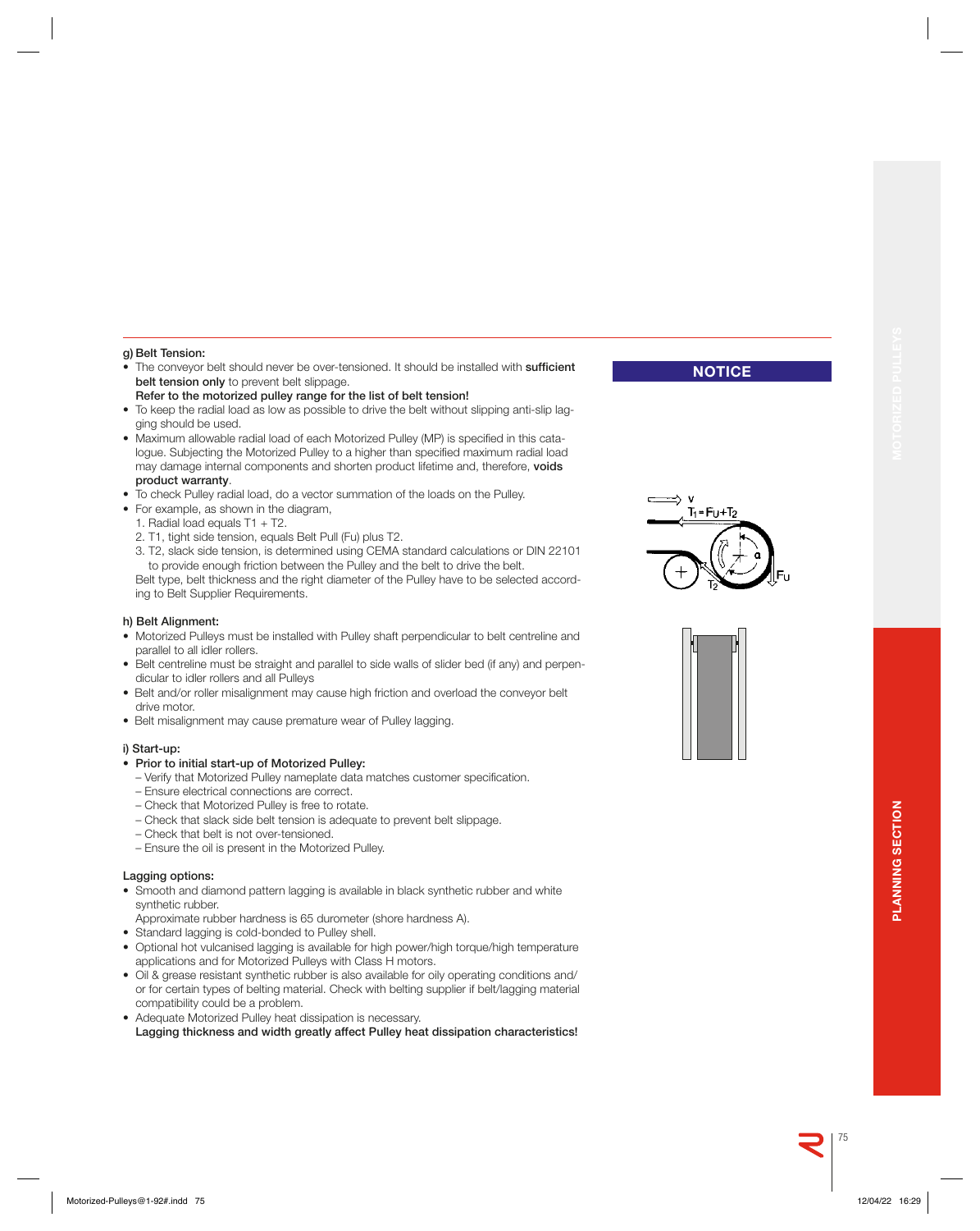**g) Belt Tension:**

- The conveyor belt should never be over-tensioned. It should be installed with **sufficient belt tension only** to prevent belt slippage.
  **Refer to the motorized pulley range for the list of belt tension!**
- To keep the radial load as low as possible to drive the belt without slipping anti-slip lagging should be used.
- Maximum allowable radial load of each Motorized Pulley (MP) is specified in this catalogue. Subjecting the Motorized Pulley to a higher than specified maximum radial load may damage internal components and shorten product lifetime and, therefore, **voids product warranty**.
- To check Pulley radial load, do a vector summation of the loads on the Pulley.
- For example, as shown in the diagram,
  1. Radial load equals T1 + T2.
  2. T1, tight side tension, equals Belt Pull (Fu) plus T2.
  3. T2, slack side tension, is determined using CEMA standard calculations or DIN 22101 to provide enough friction between the Pulley and the belt to drive the belt.

  Belt type, belt thickness and the right diameter of the Pulley have to be selected according to Belt Supplier Requirements.

**NOTICE**

$T_1 = F_U + T_2$

**h) Belt Alignment:**

- Motorized Pulleys must be installed with Pulley shaft perpendicular to belt centreline and parallel to all idler rollers.
- Belt centreline must be straight and parallel to side walls of slider bed (if any) and perpendicular to idler rollers and all Pulleys
- Belt and/or roller misalignment may cause high friction and overload the conveyor belt drive motor.
- Belt misalignment may cause premature wear of Pulley lagging.

**i) Start-up:**

- **Prior to initial start-up of Motorized Pulley:**
  - Verify that Motorized Pulley nameplate data matches customer specification.
  - Ensure electrical connections are correct.
  - Check that Motorized Pulley is free to rotate.
  - Check that slack side belt tension is adequate to prevent belt slippage.
  - Check that belt is not over-tensioned.
  - Ensure the oil is present in the Motorized Pulley.

**Lagging options:**

- Smooth and diamond pattern lagging is available in black synthetic rubber and white synthetic rubber.
  Approximate rubber hardness is 65 durometer (shore hardness A).
- Standard lagging is cold-bonded to Pulley shell.
- Optional hot vulcanised lagging is available for high power/high torque/high temperature applications and for Motorized Pulleys with Class H motors.
- Oil & grease resistant synthetic rubber is also available for oily operating conditions and/or for certain types of belting material. Check with belting supplier if belt/lagging material compatibility could be a problem.
- Adequate Motorized Pulley heat dissipation is necessary.
  **Lagging thickness and width greatly affect Pulley heat dissipation characteristics!**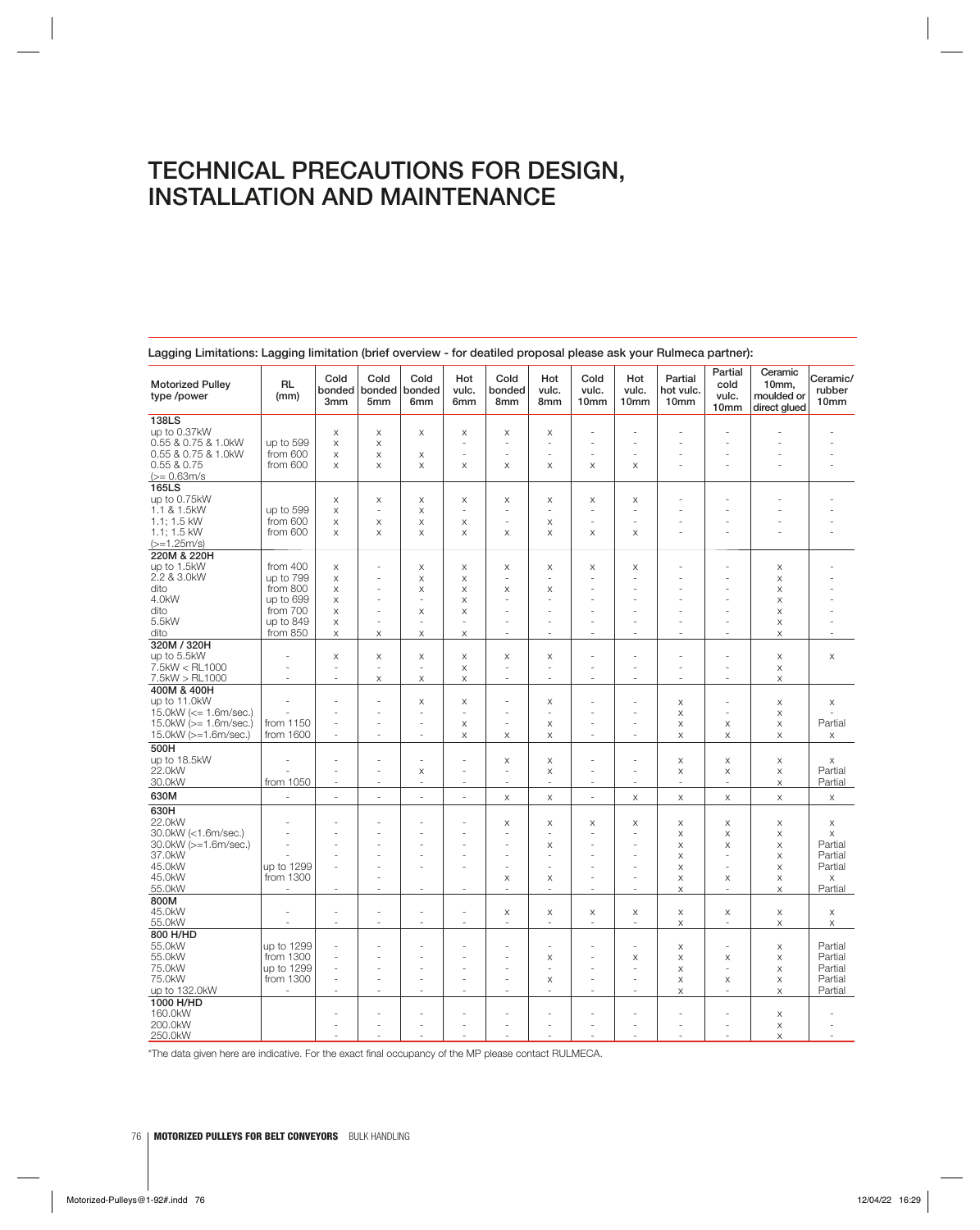# TECHNICAL PRECAUTIONS FOR DESIGN, INSTALLATION AND MAINTENANCE

Lagging Limitations: Lagging limitation (brief overview - for deatiled proposal please ask your Rulmeca partner):

| Motorized Pulley type /power | RL (mm) | Cold bonded 3mm | Cold bonded 5mm | Cold bonded 6mm | Hot vulc. 6mm | Cold bonded 8mm | Hot vulc. 8mm | Cold vulc. 10mm | Hot vulc. 10mm | Partial hot vulc. 10mm | Partial cold vulc. 10mm | Ceramic 10mm, moulded or direct glued | Ceramic/ rubber 10mm |
|---|---|---|---|---|---|---|---|---|---|---|---|---|---|
| **138LS** | | | | | | | | | | | | | |
| up to 0.37kW | | x | x | x | x | x | x | - | - | - | - | - | - |
| 0.55 & 0.75 & 1.0kW | up to 599 | x | x | | - | - | - | - | - | - | - | - | - |
| 0.55 & 0.75 & 1.0kW | from 600 | x | x | x | - | - | - | - | - | - | - | - | - |
| 0.55 & 0.75 (>= 0.63m/s | from 600 | x | x | x | x | x | x | x | x | - | - | - | - |
| **165LS** | | | | | | | | | | | | | |
| up to 0.75kW | | x | x | x | x | x | x | x | x | - | - | - | - |
| 1.1 & 1.5kW | up to 599 | x | - | x | - | - | - | - | - | - | - | - | - |
| 1.1; 1.5 kW | from 600 | x | x | x | x | - | x | - | - | - | - | - | - |
| 1.1; 1.5 kW (>=1.25m/s) | from 600 | x | x | x | x | x | x | x | x | - | - | - | - |
| **220M & 220H** | | | | | | | | | | | | | |
| up to 1.5kW | from 400 | x | - | x | x | x | x | x | x | - | - | x | - |
| 2.2 & 3.0kW | up to 799 | x | - | x | x | - | - | - | - | - | - | x | - |
| dito | from 800 | x | - | x | x | x | x | - | - | - | - | x | - |
| 4.0kW | up to 699 | x | - | - | x | - | - | - | - | - | - | x | - |
| dito | from 700 | x | - | x | x | - | - | - | - | - | - | x | - |
| 5.5kW | up to 849 | x | - | - | - | - | - | - | - | - | - | x | - |
| dito | from 850 | x | x | x | x | - | - | - | - | - | - | x | - |
| **320M / 320H** | | | | | | | | | | | | | |
| up to 5.5kW | - | x | x | x | x | x | x | - | - | - | - | x | x |
| 7.5kW < RL1000 | - | - | - | - | x | - | - | - | - | - | - | x | |
| 7.5kW > RL1000 | - | - | x | x | x | - | - | - | - | - | - | x | |
| **400M & 400H** | | | | | | | | | | | | | |
| up to 11.0kW | - | - | - | x | x | - | x | - | - | x | - | x | x |
| 15.0kW (<= 1.6m/sec.) | - | - | - | - | - | - | - | - | - | x | - | x | - |
| 15.0kW (>= 1.6m/sec.) | from 1150 | - | - | - | x | - | x | - | - | x | x | x | Partial |
| 15.0kW (>=1.6m/sec.) | from 1600 | - | - | - | x | x | x | - | - | x | x | x | x |
| **500H** | | | | | | | | | | | | | |
| up to 18.5kW | - | - | - | - | - | x | x | - | - | x | x | x | x |
| 22.0kW | - | - | - | x | - | - | x | - | - | x | x | x | Partial |
| 30.0kW | from 1050 | - | - | - | - | - | - | - | - | - | - | x | Partial |
| **630M** | - | - | - | - | - | x | x | - | x | x | x | x | x |
| **630H** | | | | | | | | | | | | | |
| 22.0kW | - | - | - | - | - | x | x | x | x | x | x | x | x |
| 30.0kW (<1.6m/sec.) | - | - | - | - | - | - | - | - | - | x | x | x | x |
| 30.0kW (>=1.6m/sec.) | - | - | - | - | - | - | x | - | - | x | x | x | Partial |
| 37.0kW | - | - | - | - | - | - | - | - | - | x | - | x | Partial |
| 45.0kW | up to 1299 | - | - | - | - | - | - | - | - | x | - | x | Partial |
| 45.0kW | from 1300 | | - | | | x | x | - | - | x | x | x | x |
| 55.0kW | - | - | - | - | - | - | - | - | - | x | - | x | Partial |
| **800M** | | | | | | | | | | | | | |
| 45.0kW | - | - | - | - | - | x | x | x | x | x | x | x | x |
| 55.0kW | - | - | - | - | - | - | - | - | - | x | - | x | x |
| **800 H/HD** | | | | | | | | | | | | | |
| 55.0kW | up to 1299 | - | - | - | - | - | - | - | - | x | - | x | Partial |
| 55.0kW | from 1300 | - | - | - | - | - | x | - | x | x | x | x | Partial |
| 75.0kW | up to 1299 | - | - | - | - | - | - | - | - | x | - | x | Partial |
| 75.0kW | from 1300 | - | - | - | - | - | x | - | - | x | x | x | Partial |
| up to 132.0kW | - | - | - | - | - | - | - | - | - | x | - | x | Partial |
| **1000 H/HD** | | | | | | | | | | | | | |
| 160.0kW | | - | - | - | - | - | - | - | - | - | - | x | - |
| 200.0kW | | - | - | - | - | - | - | - | - | - | - | x | - |
| 250.0kW | | - | - | - | - | - | - | - | - | - | - | x | - |

*The data given here are indicative. For the exact final occupancy of the MP please contact RULMECA.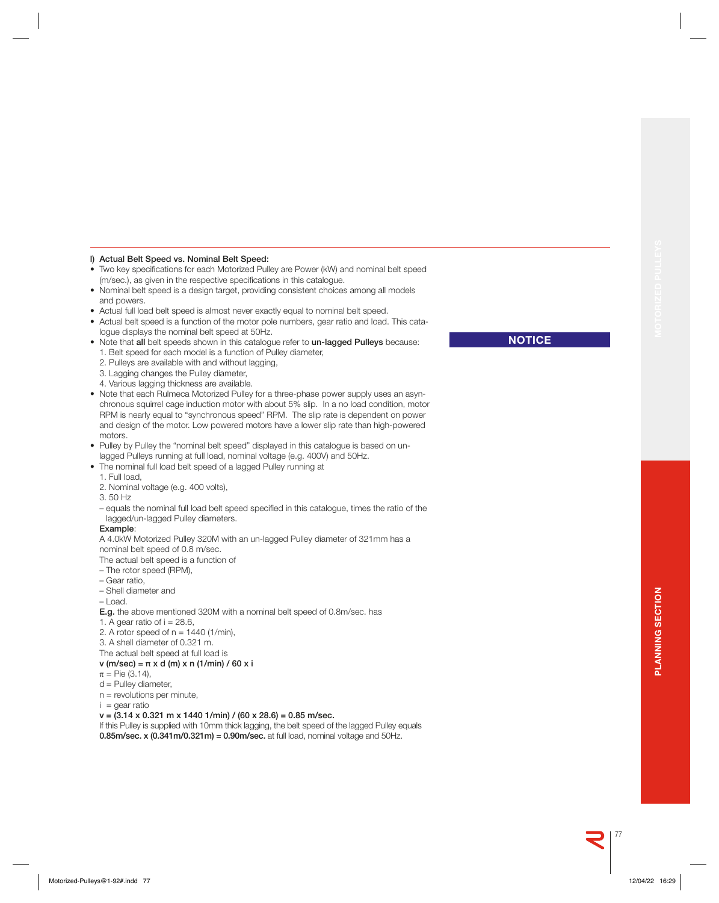## l) Actual Belt Speed vs. Nominal Belt Speed:

- Two key specifications for each Motorized Pulley are Power (kW) and nominal belt speed (m/sec.), as given in the respective specifications in this catalogue.
- Nominal belt speed is a design target, providing consistent choices among all models and powers.
- Actual full load belt speed is almost never exactly equal to nominal belt speed.
- Actual belt speed is a function of the motor pole numbers, gear ratio and load. This catalogue displays the nominal belt speed at 50Hz.
- Note that **all** belt speeds shown in this catalogue refer to **un-lagged Pulleys** because:
  1. Belt speed for each model is a function of Pulley diameter,
  2. Pulleys are available with and without lagging,
  3. Lagging changes the Pulley diameter,
  4. Various lagging thickness are available.
- Note that each Rulmeca Motorized Pulley for a three-phase power supply uses an asynchronous squirrel cage induction motor with about 5% slip. In a no load condition, motor RPM is nearly equal to "synchronous speed" RPM. The slip rate is dependent on power and design of the motor. Low powered motors have a lower slip rate than high-powered motors.
- Pulley by Pulley the "nominal belt speed" displayed in this catalogue is based on un-lagged Pulleys running at full load, nominal voltage (e.g. 400V) and 50Hz.
- The nominal full load belt speed of a lagged Pulley running at
  1. Full load,
  2. Nominal voltage (e.g. 400 volts),
  3. 50 Hz
  
  – equals the nominal full load belt speed specified in this catalogue, times the ratio of the lagged/un-lagged Pulley diameters.

**Example**:

A 4.0kW Motorized Pulley 320M with an un-lagged Pulley diameter of 321mm has a nominal belt speed of 0.8 m/sec.

The actual belt speed is a function of

– The rotor speed (RPM),
– Gear ratio,
– Shell diameter and
– Load.

**E.g.** the above mentioned 320M with a nominal belt speed of 0.8m/sec. has

1. A gear ratio of $i = 28.6$,
2. A rotor speed of $n = 1440$ (1/min),
3. A shell diameter of 0.321 m.

The actual belt speed at full load is

**$v$ (m/sec) = $\pi$ x d (m) x n (1/min) / 60 x i**

$\pi$ = Pie (3.14),
d = Pulley diameter,
n = revolutions per minute,
i = gear ratio

**v = (3.14 x 0.321 m x 1440 1/min) / (60 x 28.6) = 0.85 m/sec.**

If this Pulley is supplied with 10mm thick lagging, the belt speed of the lagged Pulley equals **0.85m/sec. x (0.341m/0.321m) = 0.90m/sec.** at full load, nominal voltage and 50Hz.

**NOTICE**

PLANNING SECTION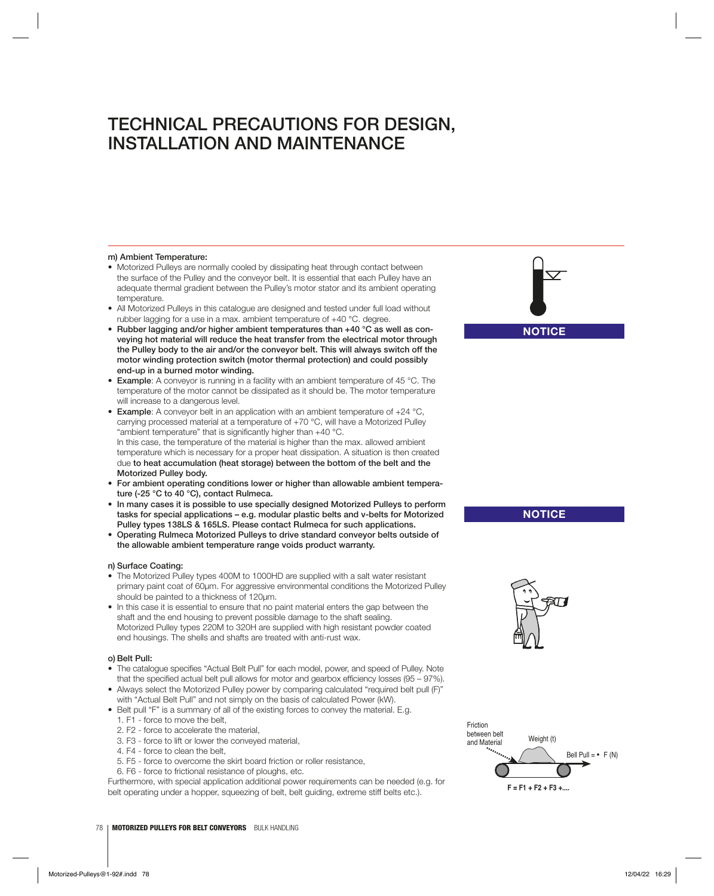# TECHNICAL PRECAUTIONS FOR DESIGN, INSTALLATION AND MAINTENANCE

### m) Ambient Temperature:

- Motorized Pulleys are normally cooled by dissipating heat through contact between the surface of the Pulley and the conveyor belt. It is essential that each Pulley have an adequate thermal gradient between the Pulley's motor stator and its ambient operating temperature.
- All Motorized Pulleys in this catalogue are designed and tested under full load without rubber lagging for a use in a max. ambient temperature of +40 °C. degree.
- **Rubber lagging and/or higher ambient temperatures than +40 °C as well as conveying hot material will reduce the heat transfer from the electrical motor through the Pulley body to the air and/or the conveyor belt. This will always switch off the motor winding protection switch (motor thermal protection) and could possibly end-up in a burned motor winding.**
- **Example**: A conveyor is running in a facility with an ambient temperature of 45 °C. The temperature of the motor cannot be dissipated as it should be. The motor temperature will increase to a dangerous level.
- **Example**: A conveyor belt in an application with an ambient temperature of +24 °C, carrying processed material at a temperature of +70 °C, will have a Motorized Pulley "ambient temperature" that is significantly higher than +40 °C.
  In this case, the temperature of the material is higher than the max. allowed ambient temperature which is necessary for a proper heat dissipation. A situation is then created due **to heat accumulation (heat storage) between the bottom of the belt and the Motorized Pulley body.**
- **For ambient operating conditions lower or higher than allowable ambient temperature (-25 °C to 40 °C), contact Rulmeca.**
- **In many cases it is possible to use specially designed Motorized Pulleys to perform tasks for special applications – e.g. modular plastic belts and v-belts for Motorized Pulley types 138LS & 165LS. Please contact Rulmeca for such applications.**
- **Operating Rulmeca Motorized Pulleys to drive standard conveyor belts outside of the allowable ambient temperature range voids product warranty.**

**NOTICE**

**NOTICE**

### n) Surface Coating:

- The Motorized Pulley types 400M to 1000HD are supplied with a salt water resistant primary paint coat of 60µm. For aggressive environmental conditions the Motorized Pulley should be painted to a thickness of 120µm.
- In this case it is essential to ensure that no paint material enters the gap between the shaft and the end housing to prevent possible damage to the shaft sealing.
  Motorized Pulley types 220M to 320H are supplied with high resistant powder coated end housings. The shells and shafts are treated with anti-rust wax.

### o) Belt Pull:

- The catalogue specifies "Actual Belt Pull" for each model, power, and speed of Pulley. Note that the specified actual belt pull allows for motor and gearbox efficiency losses (95 – 97%).
- Always select the Motorized Pulley power by comparing calculated "required belt pull (F)" with "Actual Belt Pull" and not simply on the basis of calculated Power (kW).
- Belt pull "F" is a summary of all of the existing forces to convey the material. E.g.
  1. F1 - force to move the belt,
  2. F2 - force to accelerate the material,
  3. F3 - force to lift or lower the conveyed material,
  4. F4 - force to clean the belt,
  5. F5 - force to overcome the skirt board friction or roller resistance,
  6. F6 - force to frictional resistance of ploughs, etc.

Furthermore, with special application additional power requirements can be needed (e.g. for belt operating under a hopper, squeezing of belt, belt guiding, extreme stiff belts etc.).

Friction between belt and Material

Weight (t)

Bell Pull = • F (N)

$$F = F1 + F2 + F3 + ....$$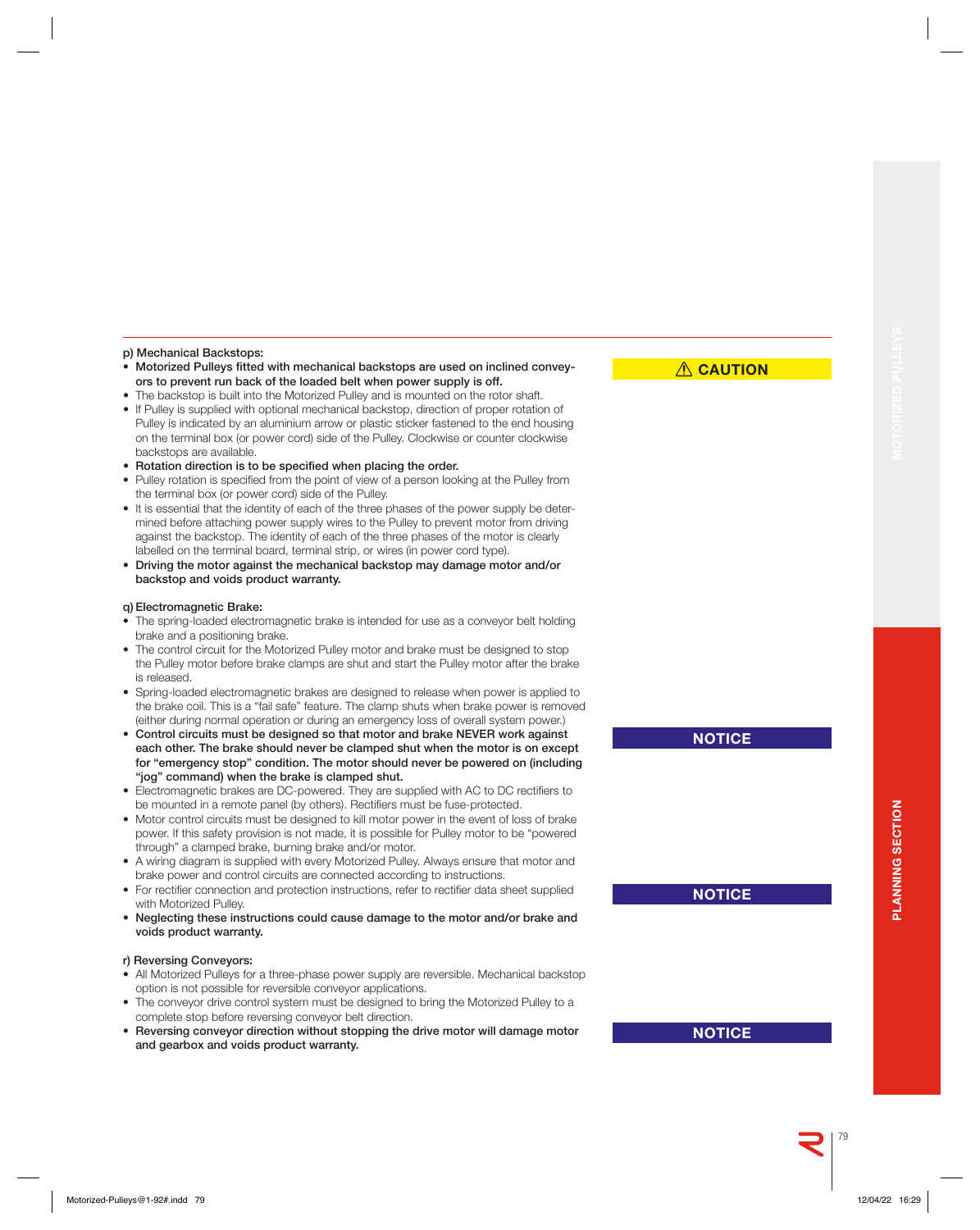**p) Mechanical Backstops:**

- **Motorized Pulleys fitted with mechanical backstops are used on inclined conveyors to prevent run back of the loaded belt when power supply is off.**
- The backstop is built into the Motorized Pulley and is mounted on the rotor shaft.
- If Pulley is supplied with optional mechanical backstop, direction of proper rotation of Pulley is indicated by an aluminium arrow or plastic sticker fastened to the end housing on the terminal box (or power cord) side of the Pulley. Clockwise or counter clockwise backstops are available.
- **Rotation direction is to be specified when placing the order.**
- Pulley rotation is specified from the point of view of a person looking at the Pulley from the terminal box (or power cord) side of the Pulley.
- It is essential that the identity of each of the three phases of the power supply be determined before attaching power supply wires to the Pulley to prevent motor from driving against the backstop. The identity of each of the three phases of the motor is clearly labelled on the terminal board, terminal strip, or wires (in power cord type).
- **Driving the motor against the mechanical backstop may damage motor and/or backstop and voids product warranty.**

⚠ **CAUTION**

**q) Electromagnetic Brake:**

- The spring-loaded electromagnetic brake is intended for use as a conveyor belt holding brake and a positioning brake.
- The control circuit for the Motorized Pulley motor and brake must be designed to stop the Pulley motor before brake clamps are shut and start the Pulley motor after the brake is released.
- Spring-loaded electromagnetic brakes are designed to release when power is applied to the brake coil. This is a "fail safe" feature. The clamp shuts when brake power is removed (either during normal operation or during an emergency loss of overall system power.)
- **Control circuits must be designed so that motor and brake NEVER work against each other. The brake should never be clamped shut when the motor is on except for "emergency stop" condition. The motor should never be powered on (including "jog" command) when the brake is clamped shut.**

**NOTICE**

- Electromagnetic brakes are DC-powered. They are supplied with AC to DC rectifiers to be mounted in a remote panel (by others). Rectifiers must be fuse-protected.
- Motor control circuits must be designed to kill motor power in the event of loss of brake power. If this safety provision is not made, it is possible for Pulley motor to be "powered through" a clamped brake, burning brake and/or motor.
- A wiring diagram is supplied with every Motorized Pulley. Always ensure that motor and brake power and control circuits are connected according to instructions.
- For rectifier connection and protection instructions, refer to rectifier data sheet supplied with Motorized Pulley.
- **Neglecting these instructions could cause damage to the motor and/or brake and voids product warranty.**

**NOTICE**

**r) Reversing Conveyors:**

- All Motorized Pulleys for a three-phase power supply are reversible. Mechanical backstop option is not possible for reversible conveyor applications.
- The conveyor drive control system must be designed to bring the Motorized Pulley to a complete stop before reversing conveyor belt direction.
- **Reversing conveyor direction without stopping the drive motor will damage motor and gearbox and voids product warranty.**

**NOTICE**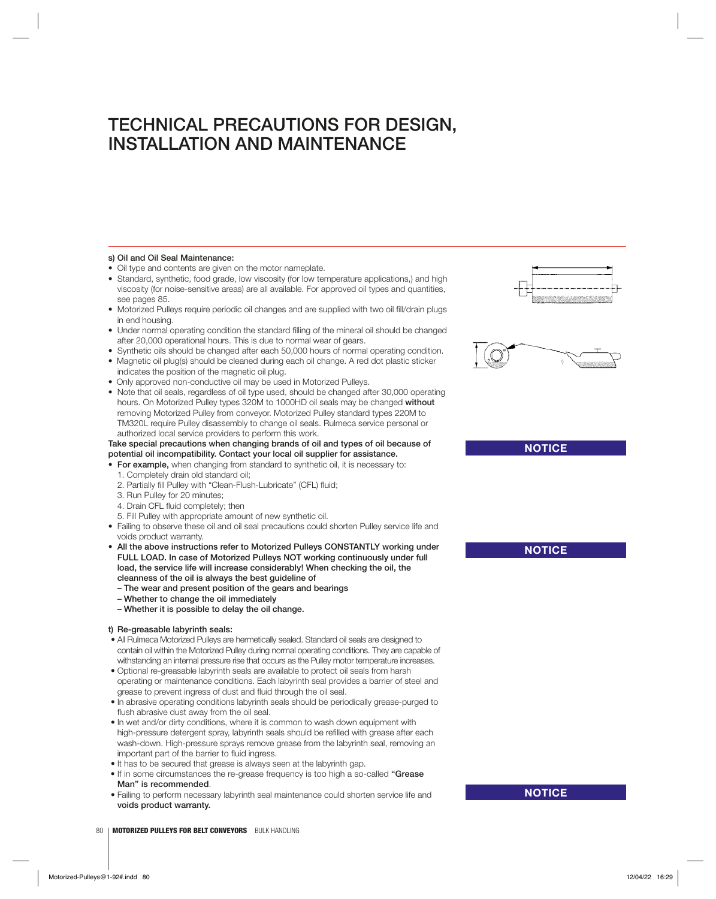# TECHNICAL PRECAUTIONS FOR DESIGN, INSTALLATION AND MAINTENANCE

**s) Oil and Oil Seal Maintenance:**

- Oil type and contents are given on the motor nameplate.
- Standard, synthetic, food grade, low viscosity (for low temperature applications,) and high viscosity (for noise-sensitive areas) are all available. For approved oil types and quantities, see pages 85.
- Motorized Pulleys require periodic oil changes and are supplied with two oil fill/drain plugs in end housing.
- Under normal operating condition the standard filling of the mineral oil should be changed after 20,000 operational hours. This is due to normal wear of gears.
- Synthetic oils should be changed after each 50,000 hours of normal operating condition.
- Magnetic oil plug(s) should be cleaned during each oil change. A red dot plastic sticker indicates the position of the magnetic oil plug.
- Only approved non-conductive oil may be used in Motorized Pulleys.
- Note that oil seals, regardless of oil type used, should be changed after 30,000 operating hours. On Motorized Pulley types 320M to 1000HD oil seals may be changed **without** removing Motorized Pulley from conveyor. Motorized Pulley standard types 220M to TM320L require Pulley disassembly to change oil seals. Rulmeca service personal or authorized local service providers to perform this work.

**NOTICE**

**Take special precautions when changing brands of oil and types of oil because of potential oil incompatibility. Contact your local oil supplier for assistance.**

- **For example,** when changing from standard to synthetic oil, it is necessary to:
  1. Completely drain old standard oil;
  2. Partially fill Pulley with "Clean-Flush-Lubricate" (CFL) fluid;
  3. Run Pulley for 20 minutes;
  4. Drain CFL fluid completely; then
  5. Fill Pulley with appropriate amount of new synthetic oil.
- Failing to observe these oil and oil seal precautions could shorten Pulley service life and voids product warranty.

**NOTICE**

- **All the above instructions refer to Motorized Pulleys CONSTANTLY working under FULL LOAD. In case of Motorized Pulleys NOT working continuously under full load, the service life will increase considerably! When checking the oil, the cleanness of the oil is always the best guideline of**
  - **The wear and present position of the gears and bearings**
  - **Whether to change the oil immediately**
  - **Whether it is possible to delay the oil change.**

**t) Re-greasable labyrinth seals:**

- All Rulmeca Motorized Pulleys are hermetically sealed. Standard oil seals are designed to contain oil within the Motorized Pulley during normal operating conditions. They are capable of withstanding an internal pressure rise that occurs as the Pulley motor temperature increases.
- Optional re-greasable labyrinth seals are available to protect oil seals from harsh operating or maintenance conditions. Each labyrinth seal provides a barrier of steel and grease to prevent ingress of dust and fluid through the oil seal.
- In abrasive operating conditions labyrinth seals should be periodically grease-purged to flush abrasive dust away from the oil seal.
- In wet and/or dirty conditions, where it is common to wash down equipment with high-pressure detergent spray, labyrinth seals should be refilled with grease after each wash-down. High-pressure sprays remove grease from the labyrinth seal, removing an important part of the barrier to fluid ingress.
- It has to be secured that grease is always seen at the labyrinth gap.
- If in some circumstances the re-grease frequency is too high a so-called **"Grease Man" is recommended**.

**NOTICE**

- Failing to perform necessary labyrinth seal maintenance could shorten service life and **voids product warranty.**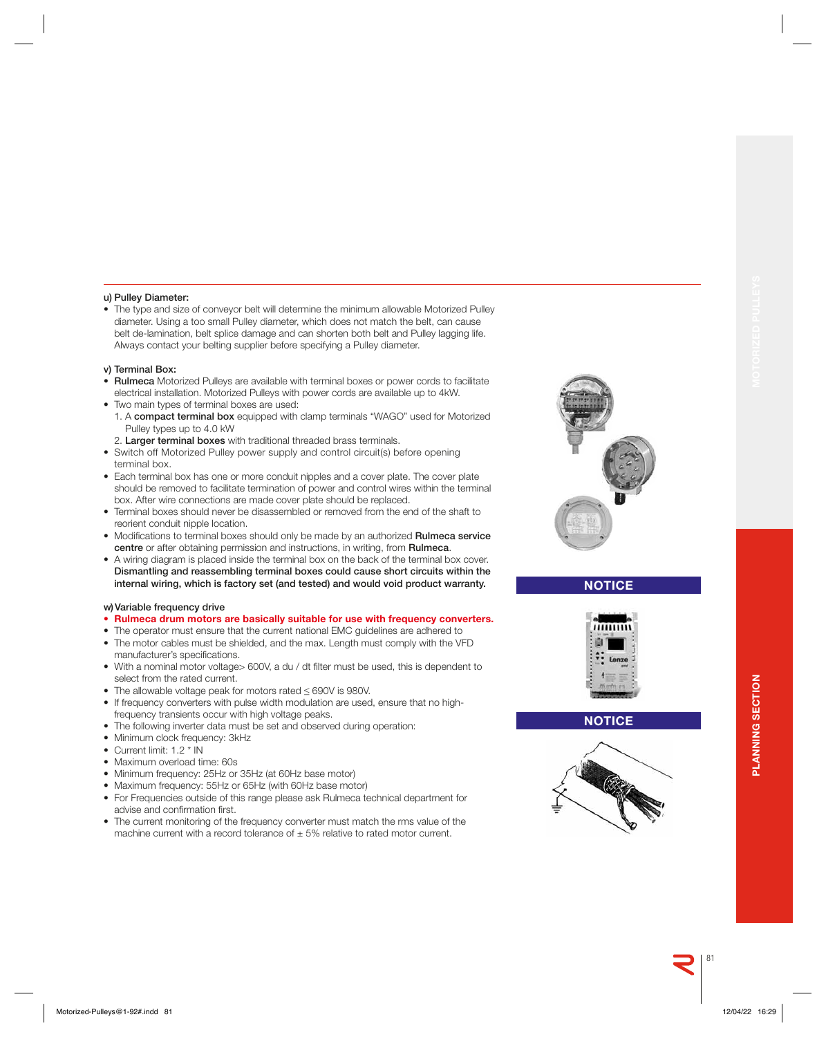### u) Pulley Diameter:

- The type and size of conveyor belt will determine the minimum allowable Motorized Pulley diameter. Using a too small Pulley diameter, which does not match the belt, can cause belt de-lamination, belt splice damage and can shorten both belt and Pulley lagging life. Always contact your belting supplier before specifying a Pulley diameter.

### v) Terminal Box:

- **Rulmeca** Motorized Pulleys are available with terminal boxes or power cords to facilitate electrical installation. Motorized Pulleys with power cords are available up to 4kW.
- Two main types of terminal boxes are used:
  1. A **compact terminal box** equipped with clamp terminals "WAGO" used for Motorized Pulley types up to 4.0 kW
  2. **Larger terminal boxes** with traditional threaded brass terminals.
- Switch off Motorized Pulley power supply and control circuit(s) before opening terminal box.
- Each terminal box has one or more conduit nipples and a cover plate. The cover plate should be removed to facilitate termination of power and control wires within the terminal box. After wire connections are made cover plate should be replaced.
- Terminal boxes should never be disassembled or removed from the end of the shaft to reorient conduit nipple location.
- Modifications to terminal boxes should only be made by an authorized **Rulmeca service centre** or after obtaining permission and instructions, in writing, from **Rulmeca**.
- A wiring diagram is placed inside the terminal box on the back of the terminal box cover. **Dismantling and reassembling terminal boxes could cause short circuits within the internal wiring, which is factory set (and tested) and would void product warranty.**

**NOTICE**

### w) Variable frequency drive

- **Rulmeca drum motors are basically suitable for use with frequency converters.**
- The operator must ensure that the current national EMC guidelines are adhered to
- The motor cables must be shielded, and the max. Length must comply with the VFD manufacturer's specifications.
- With a nominal motor voltage> 600V, a du / dt filter must be used, this is dependent to select from the rated current.
- The allowable voltage peak for motors rated ≤ 690V is 980V.
- If frequency converters with pulse width modulation are used, ensure that no high-frequency transients occur with high voltage peaks.
- The following inverter data must be set and observed during operation:
- Minimum clock frequency: 3kHz
- Current limit: 1.2 * IN
- Maximum overload time: 60s
- Minimum frequency: 25Hz or 35Hz (at 60Hz base motor)
- Maximum frequency: 55Hz or 65Hz (with 60Hz base motor)
- For Frequencies outside of this range please ask Rulmeca technical department for advise and confirmation first.
- The current monitoring of the frequency converter must match the rms value of the machine current with a record tolerance of ± 5% relative to rated motor current.

**NOTICE**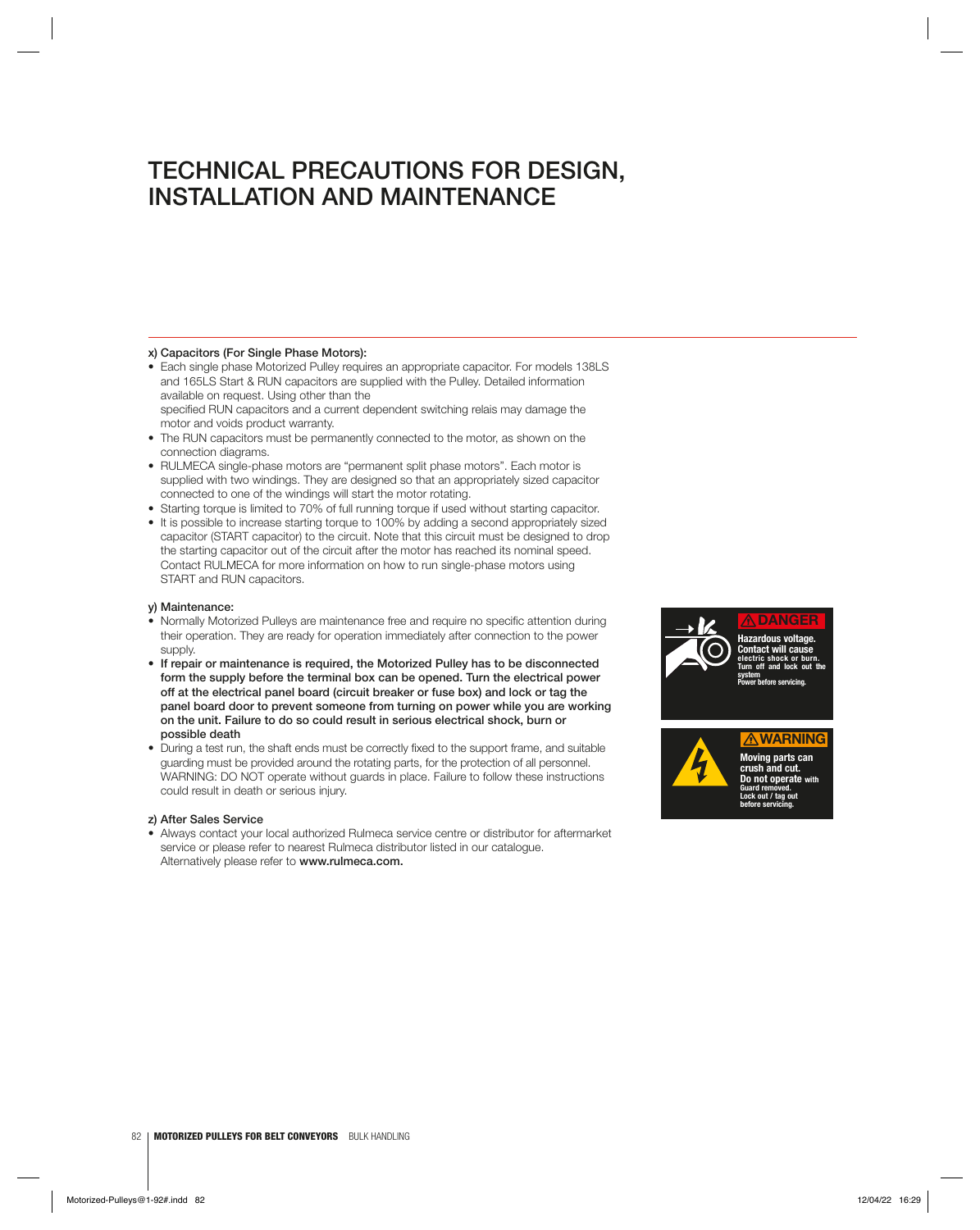# TECHNICAL PRECAUTIONS FOR DESIGN, INSTALLATION AND MAINTENANCE

**x) Capacitors (For Single Phase Motors):**

- Each single phase Motorized Pulley requires an appropriate capacitor. For models 138LS and 165LS Start & RUN capacitors are supplied with the Pulley. Detailed information available on request. Using other than the specified RUN capacitors and a current dependent switching relais may damage the motor and voids product warranty.
- The RUN capacitors must be permanently connected to the motor, as shown on the connection diagrams.
- RULMECA single-phase motors are "permanent split phase motors". Each motor is supplied with two windings. They are designed so that an appropriately sized capacitor connected to one of the windings will start the motor rotating.
- Starting torque is limited to 70% of full running torque if used without starting capacitor.
- It is possible to increase starting torque to 100% by adding a second appropriately sized capacitor (START capacitor) to the circuit. Note that this circuit must be designed to drop the starting capacitor out of the circuit after the motor has reached its nominal speed. Contact RULMECA for more information on how to run single-phase motors using START and RUN capacitors.

**y) Maintenance:**

- Normally Motorized Pulleys are maintenance free and require no specific attention during their operation. They are ready for operation immediately after connection to the power supply.
- **If repair or maintenance is required, the Motorized Pulley has to be disconnected form the supply before the terminal box can be opened. Turn the electrical power off at the electrical panel board (circuit breaker or fuse box) and lock or tag the panel board door to prevent someone from turning on power while you are working on the unit. Failure to do so could result in serious electrical shock, burn or possible death**
- During a test run, the shaft ends must be correctly fixed to the support frame, and suitable guarding must be provided around the rotating parts, for the protection of all personnel. WARNING: DO NOT operate without guards in place. Failure to follow these instructions could result in death or serious injury.

**⚠ DANGER**

**Hazardous voltage. Contact will cause electric shock or burn. Turn off and lock out the system Power before servicing.**

**⚠ WARNING**

**Moving parts can crush and cut. Do not operate with Guard removed. Lock out / tag out before servicing.**

**z) After Sales Service**

- Always contact your local authorized Rulmeca service centre or distributor for aftermarket service or please refer to nearest Rulmeca distributor listed in our catalogue. Alternatively please refer to **www.rulmeca.com.**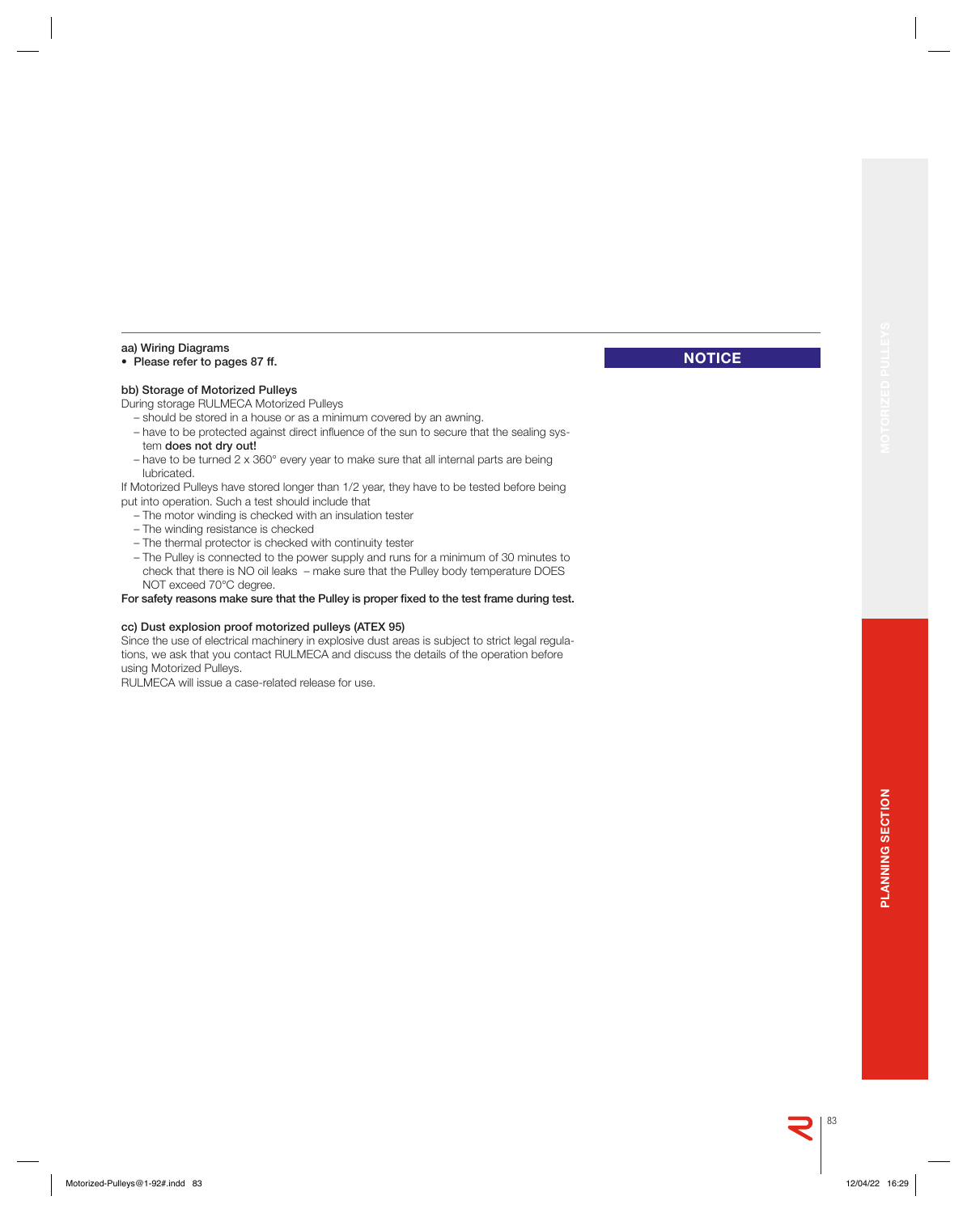**aa) Wiring Diagrams**

- **Please refer to pages 87 ff.**

**NOTICE**

**bb) Storage of Motorized Pulleys**

During storage RULMECA Motorized Pulleys

- should be stored in a house or as a minimum covered by an awning.
- have to be protected against direct influence of the sun to secure that the sealing system **does not dry out!**
- have to be turned 2 x 360° every year to make sure that all internal parts are being lubricated.

If Motorized Pulleys have stored longer than 1/2 year, they have to be tested before being put into operation. Such a test should include that

- The motor winding is checked with an insulation tester
- The winding resistance is checked
- The thermal protector is checked with continuity tester
- The Pulley is connected to the power supply and runs for a minimum of 30 minutes to check that there is NO oil leaks – make sure that the Pulley body temperature DOES NOT exceed 70°C degree.

**For safety reasons make sure that the Pulley is proper fixed to the test frame during test.**

**cc) Dust explosion proof motorized pulleys (ATEX 95)**

Since the use of electrical machinery in explosive dust areas is subject to strict legal regulations, we ask that you contact RULMECA and discuss the details of the operation before using Motorized Pulleys.

RULMECA will issue a case-related release for use.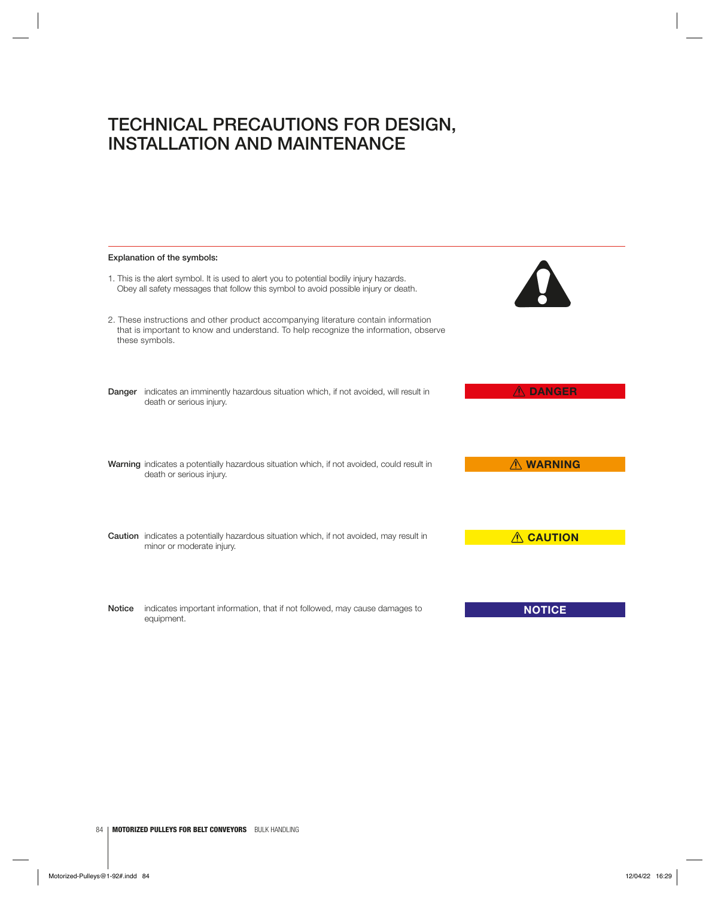# TECHNICAL PRECAUTIONS FOR DESIGN, INSTALLATION AND MAINTENANCE

**Explanation of the symbols:**

1. This is the alert symbol. It is used to alert you to potential bodily injury hazards. Obey all safety messages that follow this symbol to avoid possible injury or death.

2. These instructions and other product accompanying literature contain information that is important to know and understand. To help recognize the information, observe these symbols.

**Danger** indicates an imminently hazardous situation which, if not avoided, will result in death or serious injury.

⚠ DANGER

**Warning** indicates a potentially hazardous situation which, if not avoided, could result in death or serious injury.

⚠ WARNING

**Caution** indicates a potentially hazardous situation which, if not avoided, may result in minor or moderate injury.

⚠ CAUTION

**Notice** indicates important information, that if not followed, may cause damages to equipment.

NOTICE